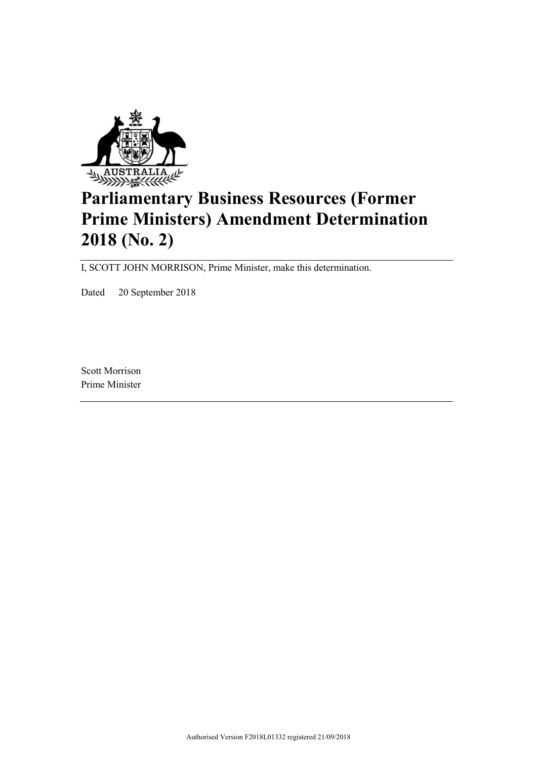# Parliamentary Business Resources (Former Prime Ministers) Amendment Determination 2018 (No. 2)

I, SCOTT JOHN MORRISON, Prime Minister, make this determination.

Dated 20 September 2018

Scott Morrison
Prime Minister

Authorised Version F2018L01332 registered 21/09/2018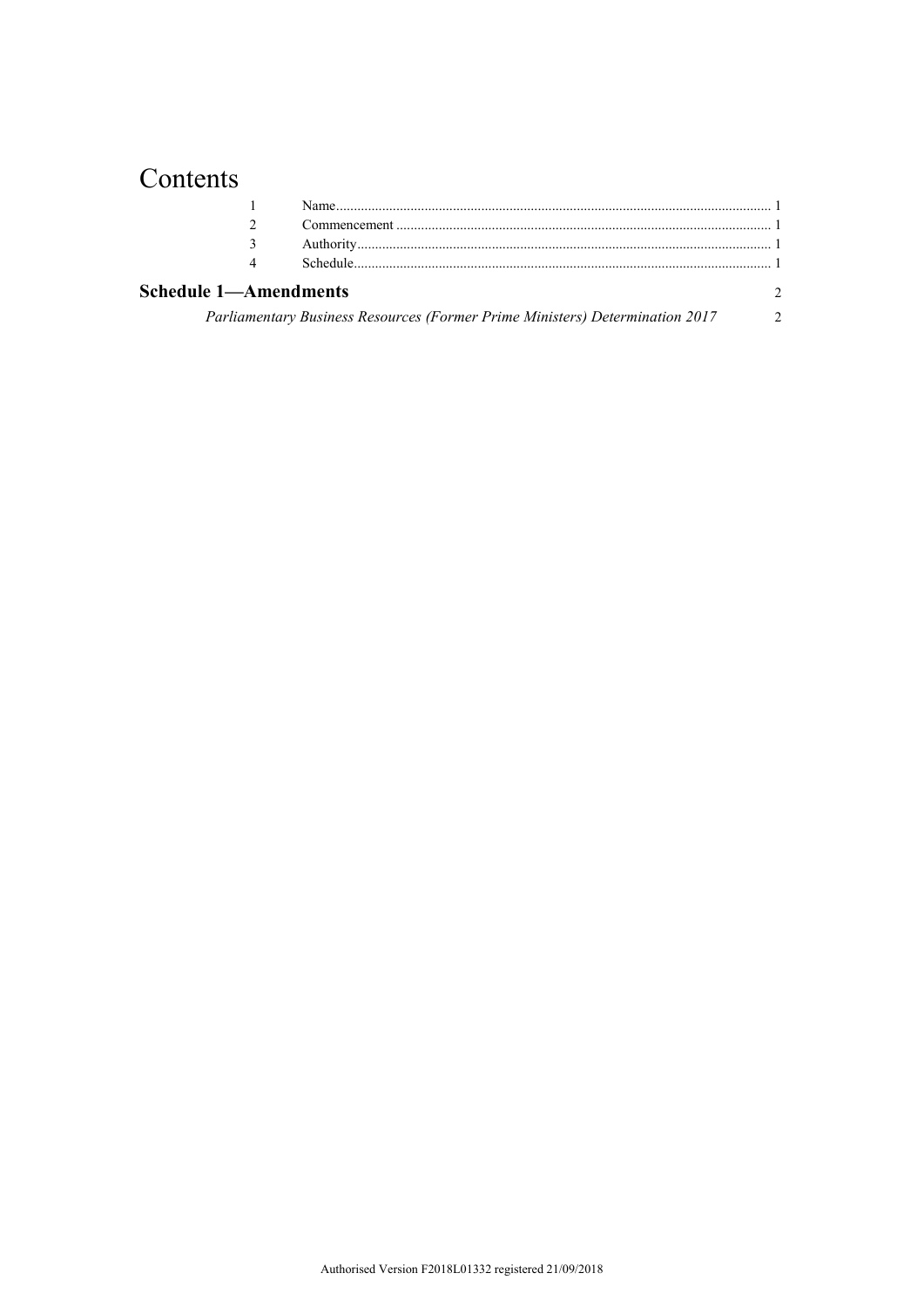# Contents

| | | |
|---|---|---|
| 1 | Name | 1 |
| 2 | Commencement | 1 |
| 3 | Authority | 1 |
| 4 | Schedule | 1 |

**Schedule 1—Amendments** 2

*Parliamentary Business Resources (Former Prime Ministers) Determination 2017* 2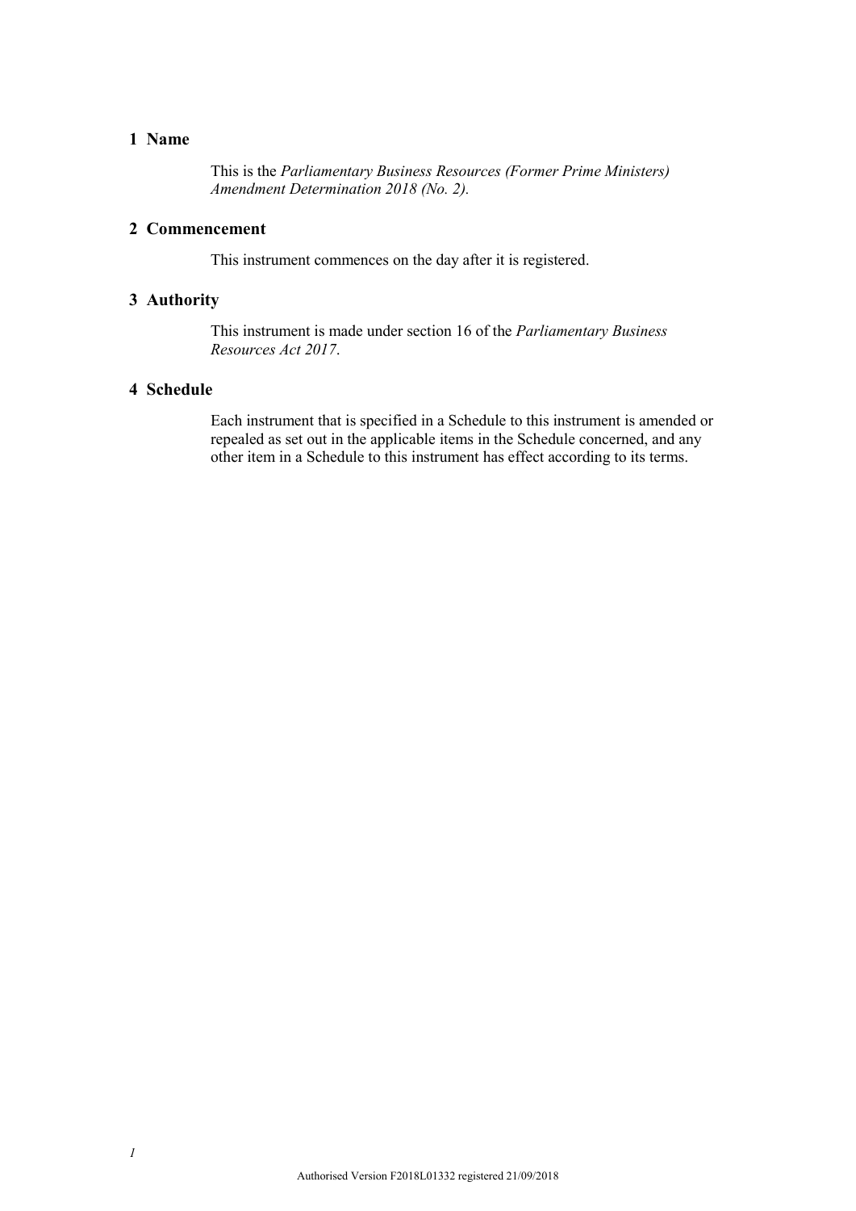## 1 Name

This is the *Parliamentary Business Resources (Former Prime Ministers) Amendment Determination 2018 (No. 2).*

## 2 Commencement

This instrument commences on the day after it is registered.

## 3 Authority

This instrument is made under section 16 of the *Parliamentary Business Resources Act 2017*.

## 4 Schedule

Each instrument that is specified in a Schedule to this instrument is amended or repealed as set out in the applicable items in the Schedule concerned, and any other item in a Schedule to this instrument has effect according to its terms.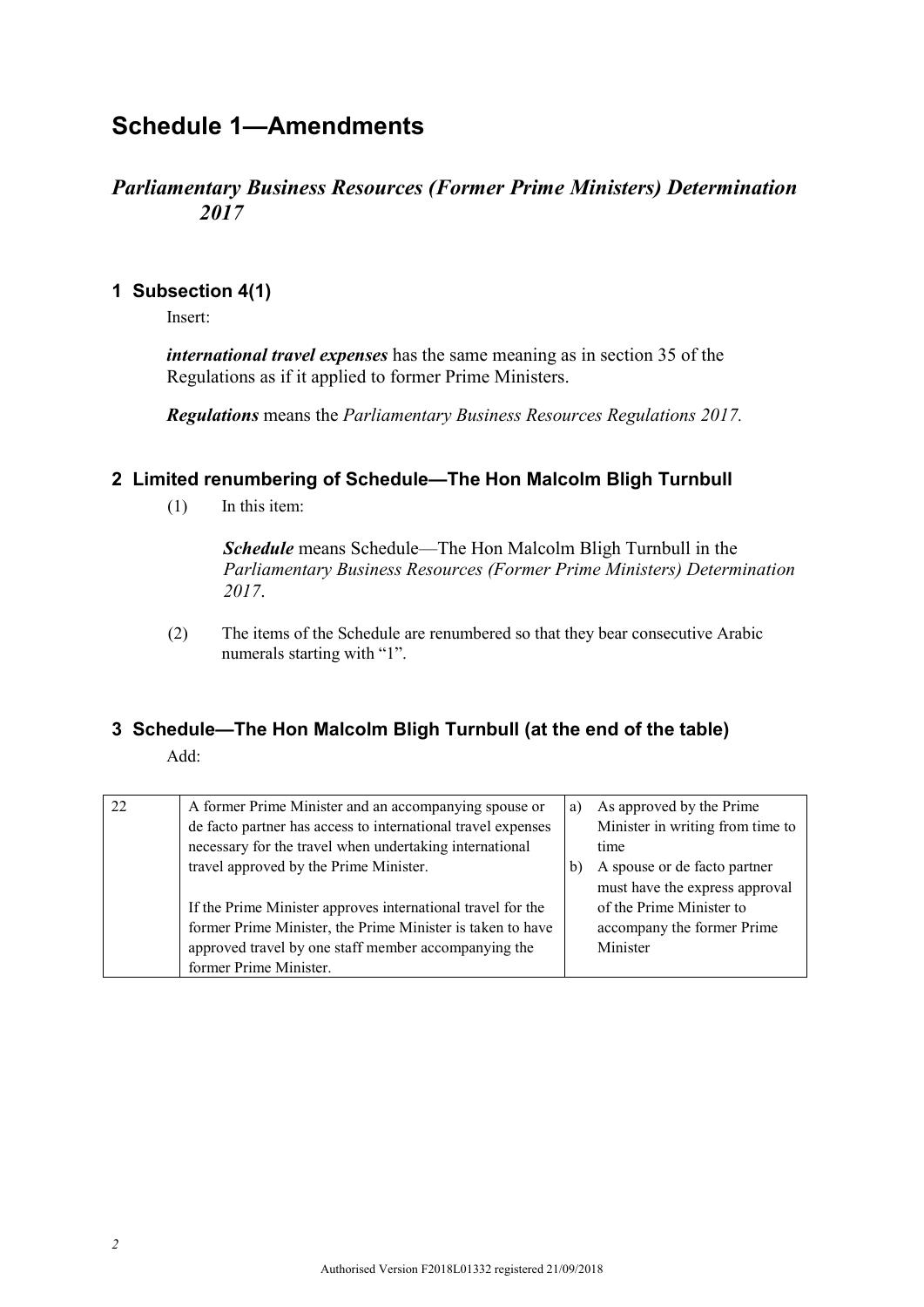# Schedule 1—Amendments

## *Parliamentary Business Resources (Former Prime Ministers) Determination 2017*

### 1 Subsection 4(1)

Insert:

***international travel expenses*** has the same meaning as in section 35 of the Regulations as if it applied to former Prime Ministers.

***Regulations*** means the *Parliamentary Business Resources Regulations 2017.*

### 2 Limited renumbering of Schedule—The Hon Malcolm Bligh Turnbull

(1) In this item:

***Schedule*** means Schedule—The Hon Malcolm Bligh Turnbull in the *Parliamentary Business Resources (Former Prime Ministers) Determination 2017*.

(2) The items of the Schedule are renumbered so that they bear consecutive Arabic numerals starting with "1".

### 3 Schedule—The Hon Malcolm Bligh Turnbull (at the end of the table)

Add:

| | | |
|---|---|---|
| 22 | A former Prime Minister and an accompanying spouse or de facto partner has access to international travel expenses necessary for the travel when undertaking international travel approved by the Prime Minister.<br><br>If the Prime Minister approves international travel for the former Prime Minister, the Prime Minister is taken to have approved travel by one staff member accompanying the former Prime Minister. | a) As approved by the Prime Minister in writing from time to time<br>b) A spouse or de facto partner must have the express approval of the Prime Minister to accompany the former Prime Minister |